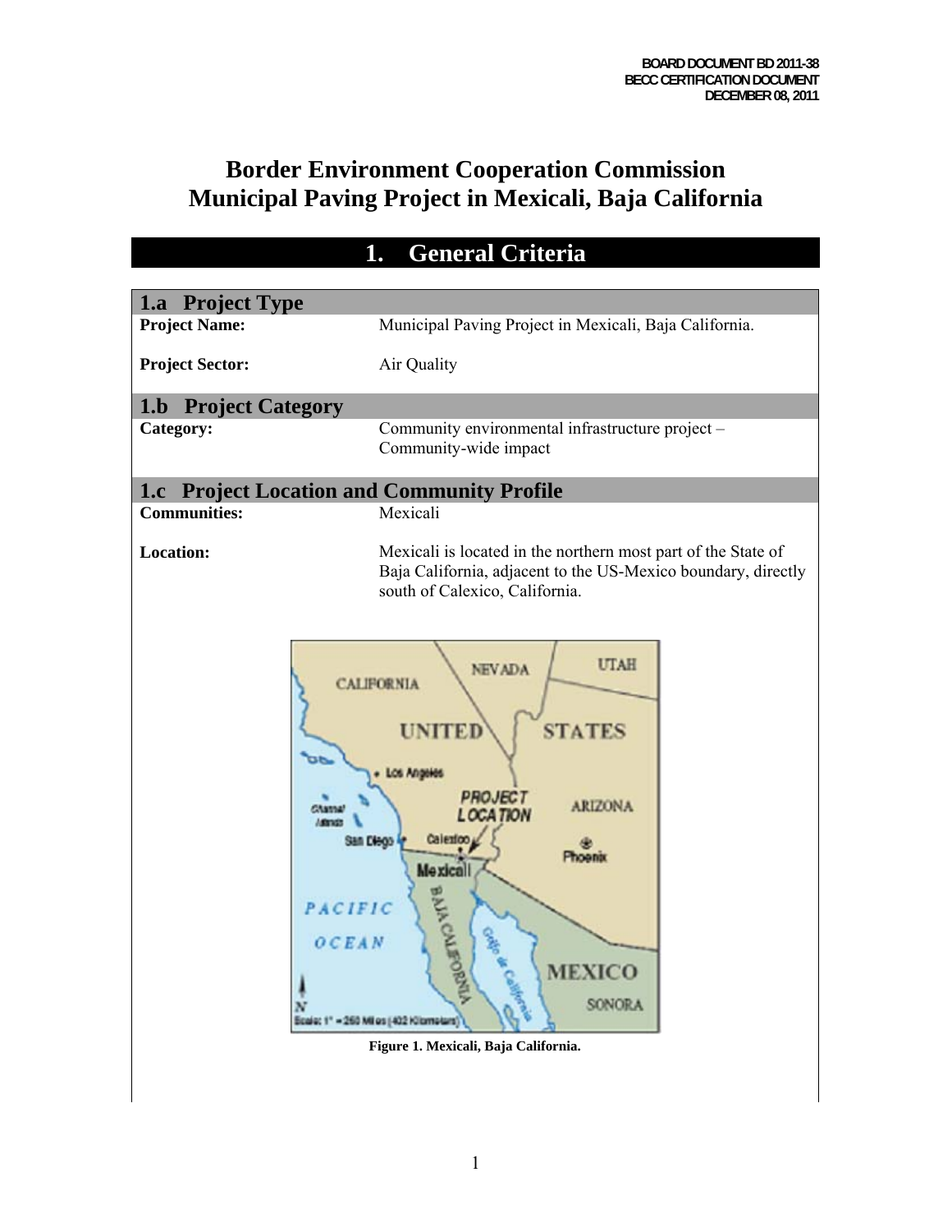BOARD DOCUMENT BD 2011-38
BECC CERTIFICATION DOCUMENT
DECEMBER 08, 2011

# Border Environment Cooperation Commission
# Municipal Paving Project in Mexicali, Baja California

## 1. General Criteria

### 1.a Project Type

| | |
|---|---|
| **Project Name:** | Municipal Paving Project in Mexicali, Baja California. |
| **Project Sector:** | Air Quality |

### 1.b Project Category

| | |
|---|---|
| **Category:** | Community environmental infrastructure project – Community-wide impact |

### 1.c Project Location and Community Profile

| | |
|---|---|
| **Communities:** | Mexicali |
| **Location:** | Mexicali is located in the northern most part of the State of Baja California, adjacent to the US-Mexico boundary, directly south of Calexico, California. |

**Figure 1. Mexicali, Baja California.**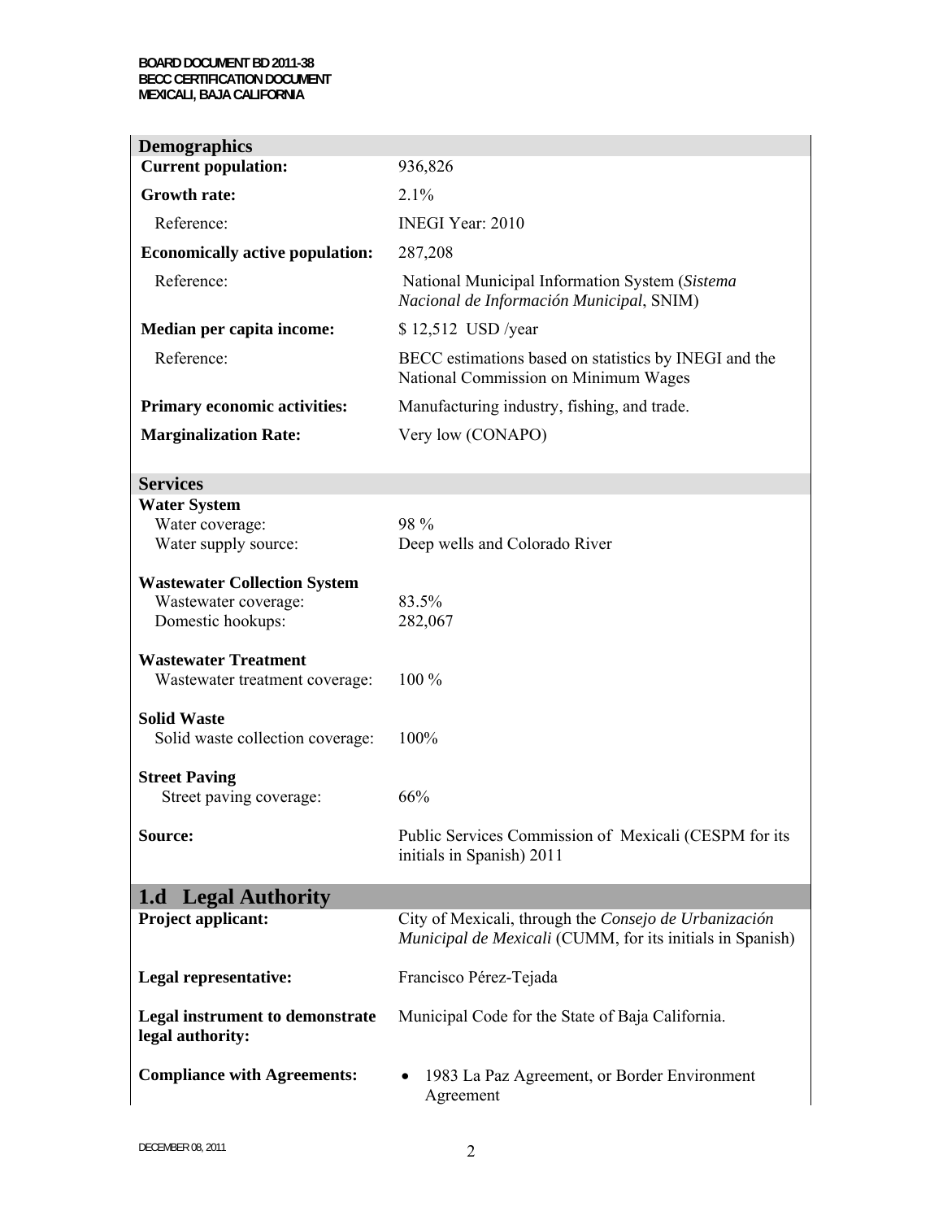| **Demographics** | |
|---|---|
| **Current population:** | 936,826 |
| **Growth rate:** | 2.1% |
| Reference: | INEGI Year: 2010 |
| **Economically active population:** | 287,208 |
| Reference: | National Municipal Information System (*Sistema Nacional de Información Municipal*, SNIM) |
| **Median per capita income:** | $ 12,512 USD /year |
| Reference: | BECC estimations based on statistics by INEGI and the National Commission on Minimum Wages |
| **Primary economic activities:** | Manufacturing industry, fishing, and trade. |
| **Marginalization Rate:** | Very low (CONAPO) |

| **Services** | |
|---|---|
| **Water System** | |
| Water coverage: | 98 % |
| Water supply source: | Deep wells and Colorado River |
| **Wastewater Collection System** | |
| Wastewater coverage: | 83.5% |
| Domestic hookups: | 282,067 |
| **Wastewater Treatment** | |
| Wastewater treatment coverage: | 100 % |
| **Solid Waste** | |
| Solid waste collection coverage: | 100% |
| **Street Paving** | |
| Street paving coverage: | 66% |
| **Source:** | Public Services Commission of Mexicali (CESPM for its initials in Spanish) 2011 |

## 1.d Legal Authority

| | |
|---|---|
| **Project applicant:** | City of Mexicali, through the *Consejo de Urbanización Municipal de Mexicali* (CUMM, for its initials in Spanish) |
| **Legal representative:** | Francisco Pérez-Tejada |
| **Legal instrument to demonstrate legal authority:** | Municipal Code for the State of Baja California. |
| **Compliance with Agreements:** | • 1983 La Paz Agreement, or Border Environment Agreement |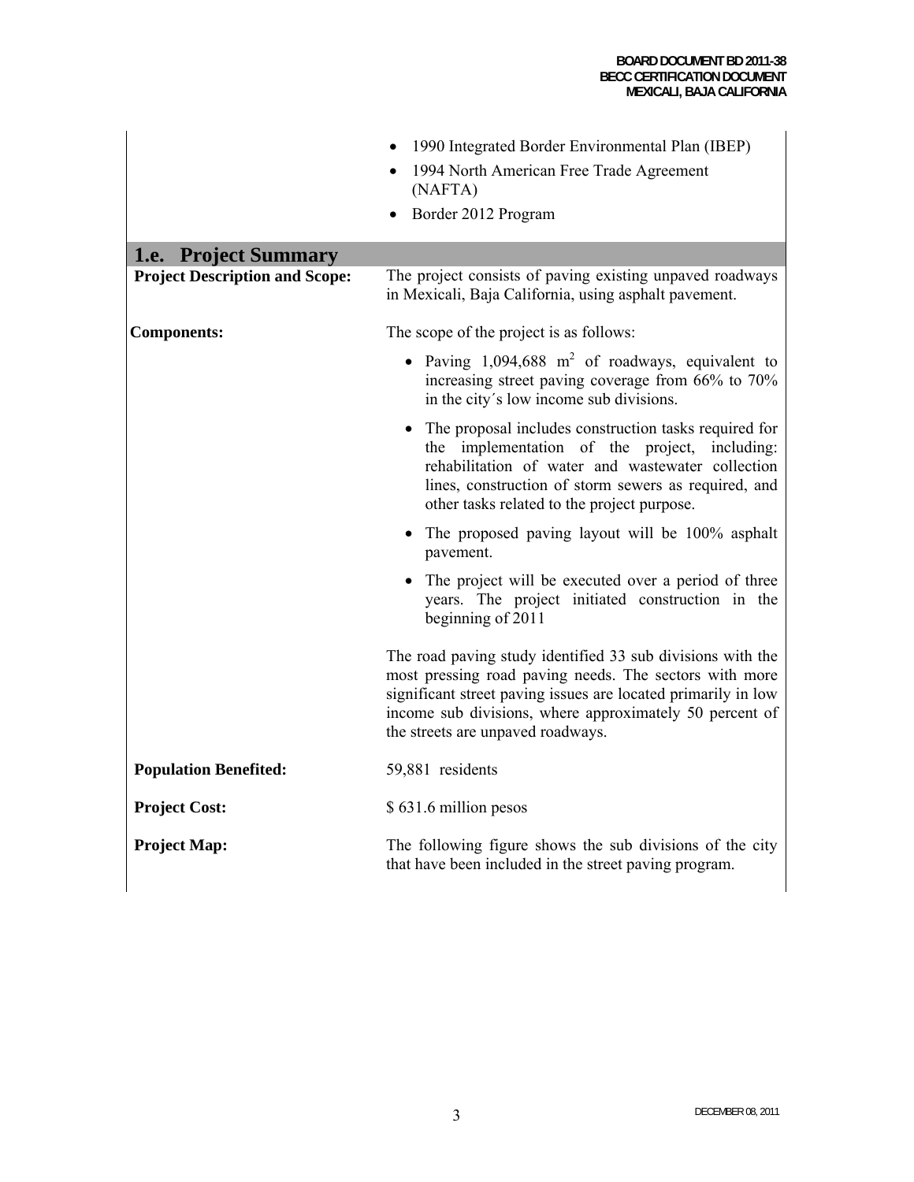- 1990 Integrated Border Environmental Plan (IBEP)
- 1994 North American Free Trade Agreement (NAFTA)
- Border 2012 Program

## 1.e. Project Summary

**Project Description and Scope:** The project consists of paving existing unpaved roadways in Mexicali, Baja California, using asphalt pavement.

**Components:** The scope of the project is as follows:

- Paving 1,094,688 $m^2$ of roadways, equivalent to increasing street paving coverage from 66% to 70% in the city´s low income sub divisions.
- The proposal includes construction tasks required for the implementation of the project, including: rehabilitation of water and wastewater collection lines, construction of storm sewers as required, and other tasks related to the project purpose.
- The proposed paving layout will be 100% asphalt pavement.
- The project will be executed over a period of three years. The project initiated construction in the beginning of 2011

The road paving study identified 33 sub divisions with the most pressing road paving needs. The sectors with more significant street paving issues are located primarily in low income sub divisions, where approximately 50 percent of the streets are unpaved roadways.

**Population Benefited:** 59,881 residents

**Project Cost:** $ 631.6 million pesos

**Project Map:** The following figure shows the sub divisions of the city that have been included in the street paving program.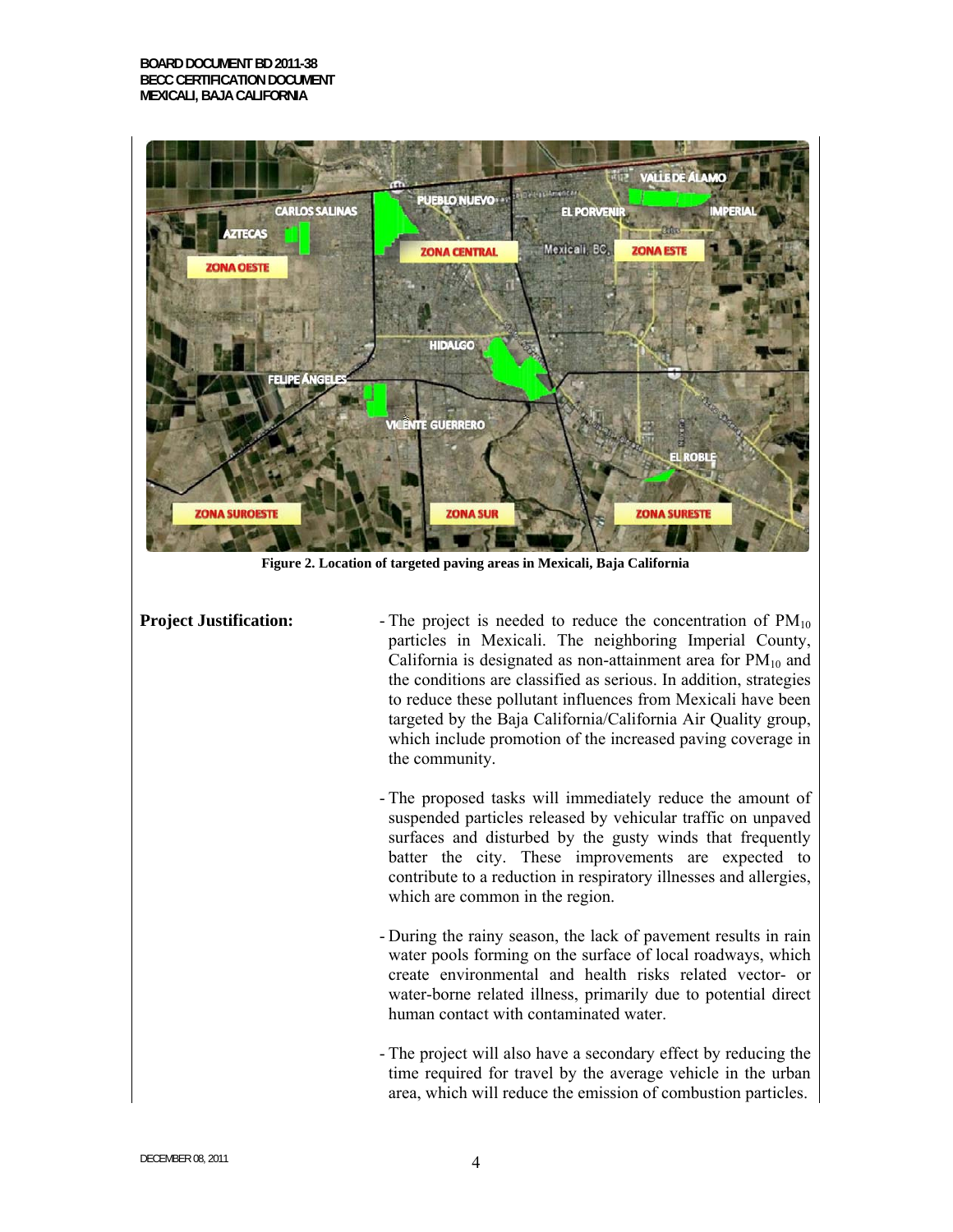Figure 2. Location of targeted paving areas in Mexicali, Baja California

**Project Justification:**

- The project is needed to reduce the concentration of $PM_{10}$ particles in Mexicali. The neighboring Imperial County, California is designated as non-attainment area for $PM_{10}$ and the conditions are classified as serious. In addition, strategies to reduce these pollutant influences from Mexicali have been targeted by the Baja California/California Air Quality group, which include promotion of the increased paving coverage in the community.

- The proposed tasks will immediately reduce the amount of suspended particles released by vehicular traffic on unpaved surfaces and disturbed by the gusty winds that frequently batter the city. These improvements are expected to contribute to a reduction in respiratory illnesses and allergies, which are common in the region.

- During the rainy season, the lack of pavement results in rain water pools forming on the surface of local roadways, which create environmental and health risks related vector- or water-borne related illness, primarily due to potential direct human contact with contaminated water.

- The project will also have a secondary effect by reducing the time required for travel by the average vehicle in the urban area, which will reduce the emission of combustion particles.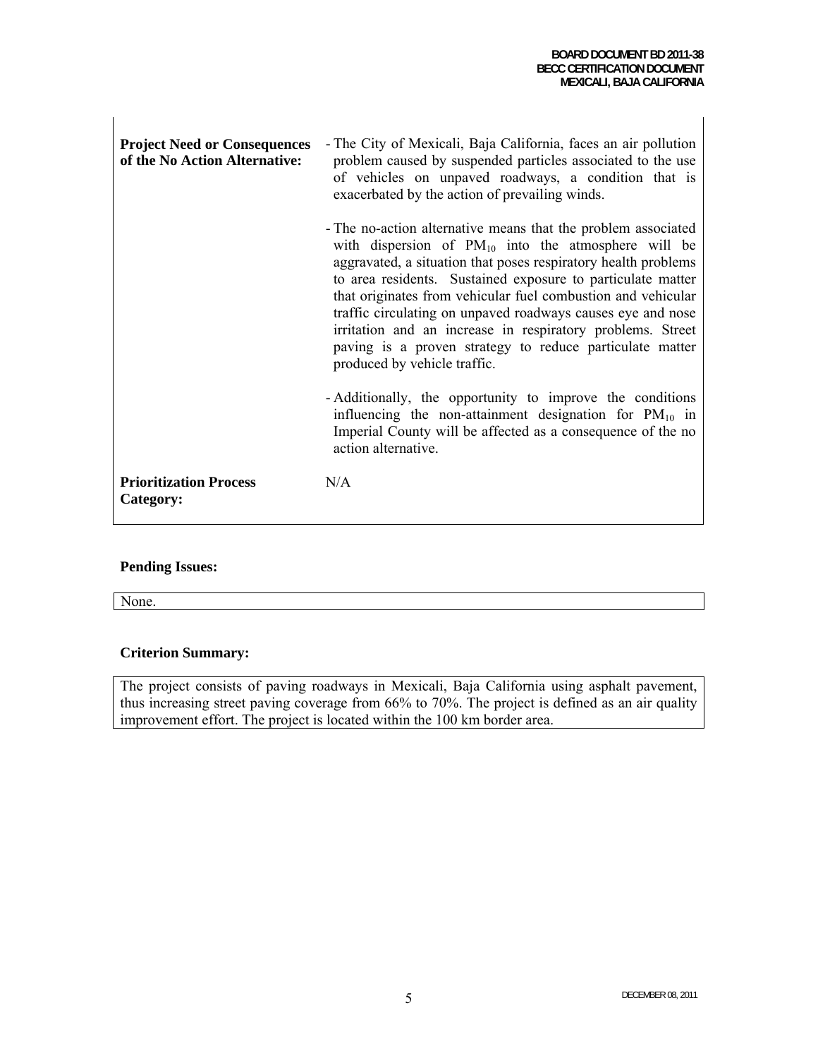| | |
|---|---|
| **Project Need or Consequences of the No Action Alternative:** | - The City of Mexicali, Baja California, faces an air pollution problem caused by suspended particles associated to the use of vehicles on unpaved roadways, a condition that is exacerbated by the action of prevailing winds.<br><br>- The no-action alternative means that the problem associated with dispersion of $PM_{10}$ into the atmosphere will be aggravated, a situation that poses respiratory health problems to area residents. Sustained exposure to particulate matter that originates from vehicular fuel combustion and vehicular traffic circulating on unpaved roadways causes eye and nose irritation and an increase in respiratory problems. Street paving is a proven strategy to reduce particulate matter produced by vehicle traffic.<br><br>- Additionally, the opportunity to improve the conditions influencing the non-attainment designation for $PM_{10}$ in Imperial County will be affected as a consequence of the no action alternative. |
| **Prioritization Process Category:** | N/A |

**Pending Issues:**

None.

**Criterion Summary:**

The project consists of paving roadways in Mexicali, Baja California using asphalt pavement, thus increasing street paving coverage from 66% to 70%. The project is defined as an air quality improvement effort. The project is located within the 100 km border area.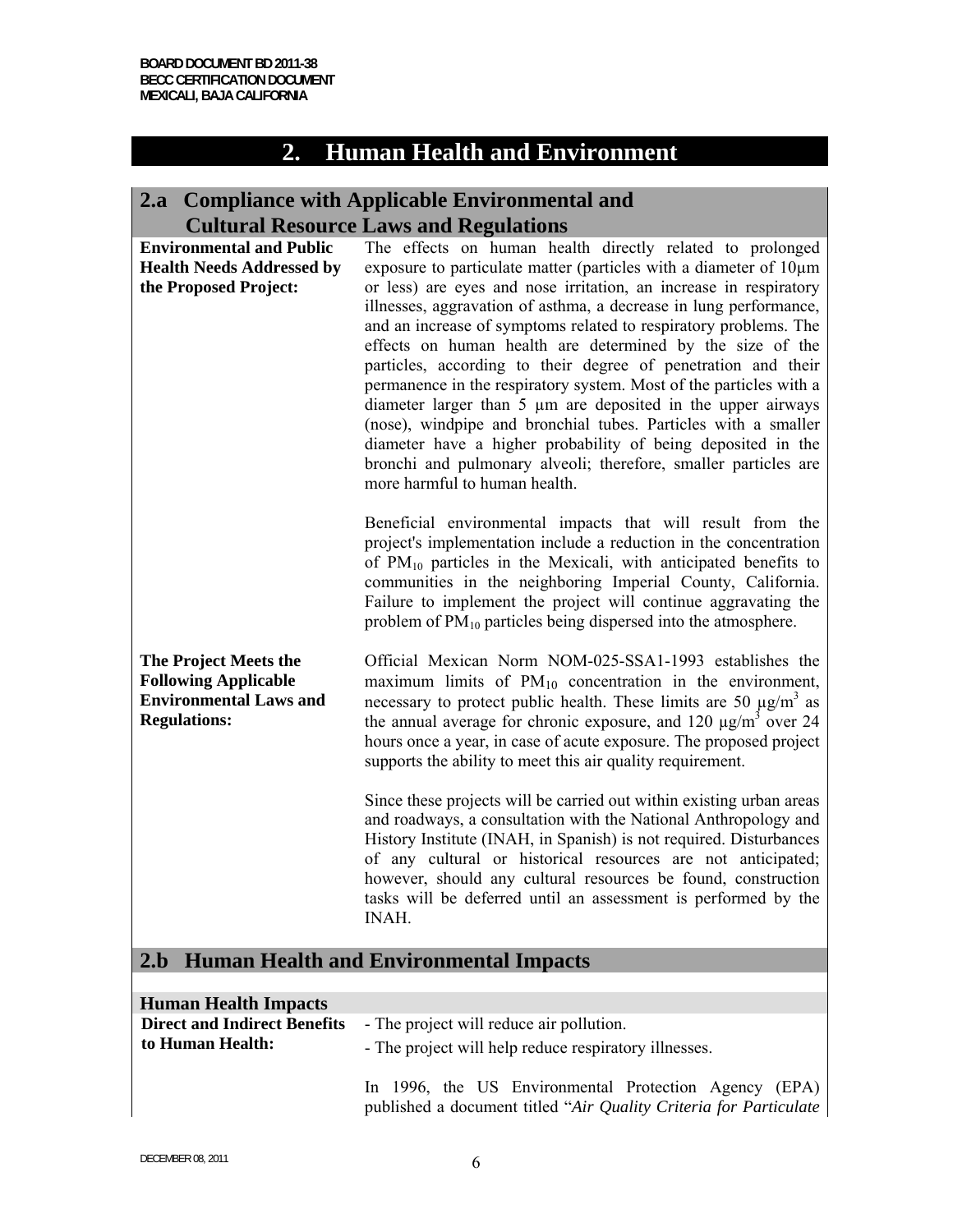## 2. Human Health and Environment

### 2.a Compliance with Applicable Environmental and Cultural Resource Laws and Regulations

**Environmental and Public Health Needs Addressed by the Proposed Project:**

The effects on human health directly related to prolonged exposure to particulate matter (particles with a diameter of 10µm or less) are eyes and nose irritation, an increase in respiratory illnesses, aggravation of asthma, a decrease in lung performance, and an increase of symptoms related to respiratory problems. The effects on human health are determined by the size of the particles, according to their degree of penetration and their permanence in the respiratory system. Most of the particles with a diameter larger than 5 µm are deposited in the upper airways (nose), windpipe and bronchial tubes. Particles with a smaller diameter have a higher probability of being deposited in the bronchi and pulmonary alveoli; therefore, smaller particles are more harmful to human health.

Beneficial environmental impacts that will result from the project's implementation include a reduction in the concentration of $PM_{10}$ particles in the Mexicali, with anticipated benefits to communities in the neighboring Imperial County, California. Failure to implement the project will continue aggravating the problem of $PM_{10}$ particles being dispersed into the atmosphere.

**The Project Meets the Following Applicable Environmental Laws and Regulations:**

Official Mexican Norm NOM-025-SSA1-1993 establishes the maximum limits of $PM_{10}$ concentration in the environment, necessary to protect public health. These limits are 50 $\mu g/m^3$ as the annual average for chronic exposure, and 120 $\mu g/m^3$ over 24 hours once a year, in case of acute exposure. The proposed project supports the ability to meet this air quality requirement.

Since these projects will be carried out within existing urban areas and roadways, a consultation with the National Anthropology and History Institute (INAH, in Spanish) is not required. Disturbances of any cultural or historical resources are not anticipated; however, should any cultural resources be found, construction tasks will be deferred until an assessment is performed by the INAH.

### 2.b Human Health and Environmental Impacts

#### Human Health Impacts

**Direct and Indirect Benefits to Human Health:**

- The project will reduce air pollution.
- The project will help reduce respiratory illnesses.

In 1996, the US Environmental Protection Agency (EPA) published a document titled "*Air Quality Criteria for Particulate*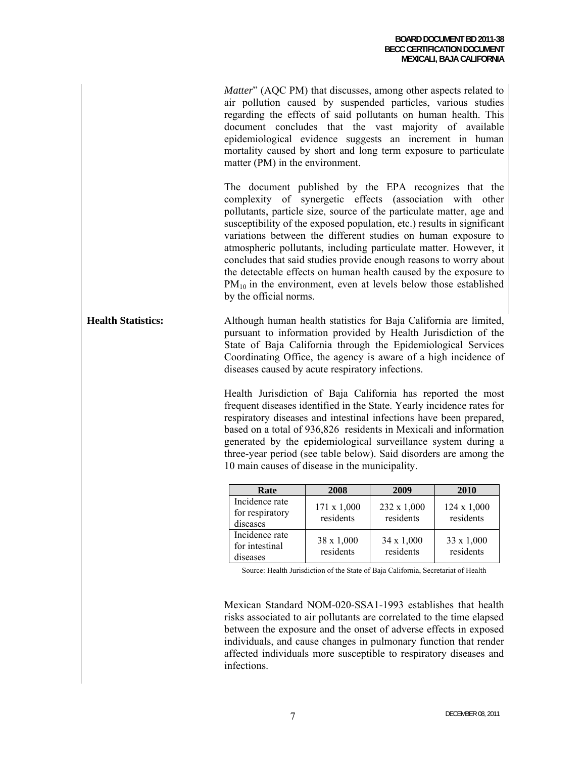*Matter*" (AQC PM) that discusses, among other aspects related to air pollution caused by suspended particles, various studies regarding the effects of said pollutants on human health. This document concludes that the vast majority of available epidemiological evidence suggests an increment in human mortality caused by short and long term exposure to particulate matter (PM) in the environment.

The document published by the EPA recognizes that the complexity of synergetic effects (association with other pollutants, particle size, source of the particulate matter, age and susceptibility of the exposed population, etc.) results in significant variations between the different studies on human exposure to atmospheric pollutants, including particulate matter. However, it concludes that said studies provide enough reasons to worry about the detectable effects on human health caused by the exposure to $PM_{10}$ in the environment, even at levels below those established by the official norms.

**Health Statistics:**

Although human health statistics for Baja California are limited, pursuant to information provided by Health Jurisdiction of the State of Baja California through the Epidemiological Services Coordinating Office, the agency is aware of a high incidence of diseases caused by acute respiratory infections.

Health Jurisdiction of Baja California has reported the most frequent diseases identified in the State. Yearly incidence rates for respiratory diseases and intestinal infections have been prepared, based on a total of 936,826 residents in Mexicali and information generated by the epidemiological surveillance system during a three-year period (see table below). Said disorders are among the 10 main causes of disease in the municipality.

| Rate | 2008 | 2009 | 2010 |
|---|---|---|---|
| Incidence rate for respiratory diseases | 171 x 1,000 residents | 232 x 1,000 residents | 124 x 1,000 residents |
| Incidence rate for intestinal diseases | 38 x 1,000 residents | 34 x 1,000 residents | 33 x 1,000 residents |

Source: Health Jurisdiction of the State of Baja California, Secretariat of Health

Mexican Standard NOM-020-SSA1-1993 establishes that health risks associated to air pollutants are correlated to the time elapsed between the exposure and the onset of adverse effects in exposed individuals, and cause changes in pulmonary function that render affected individuals more susceptible to respiratory diseases and infections.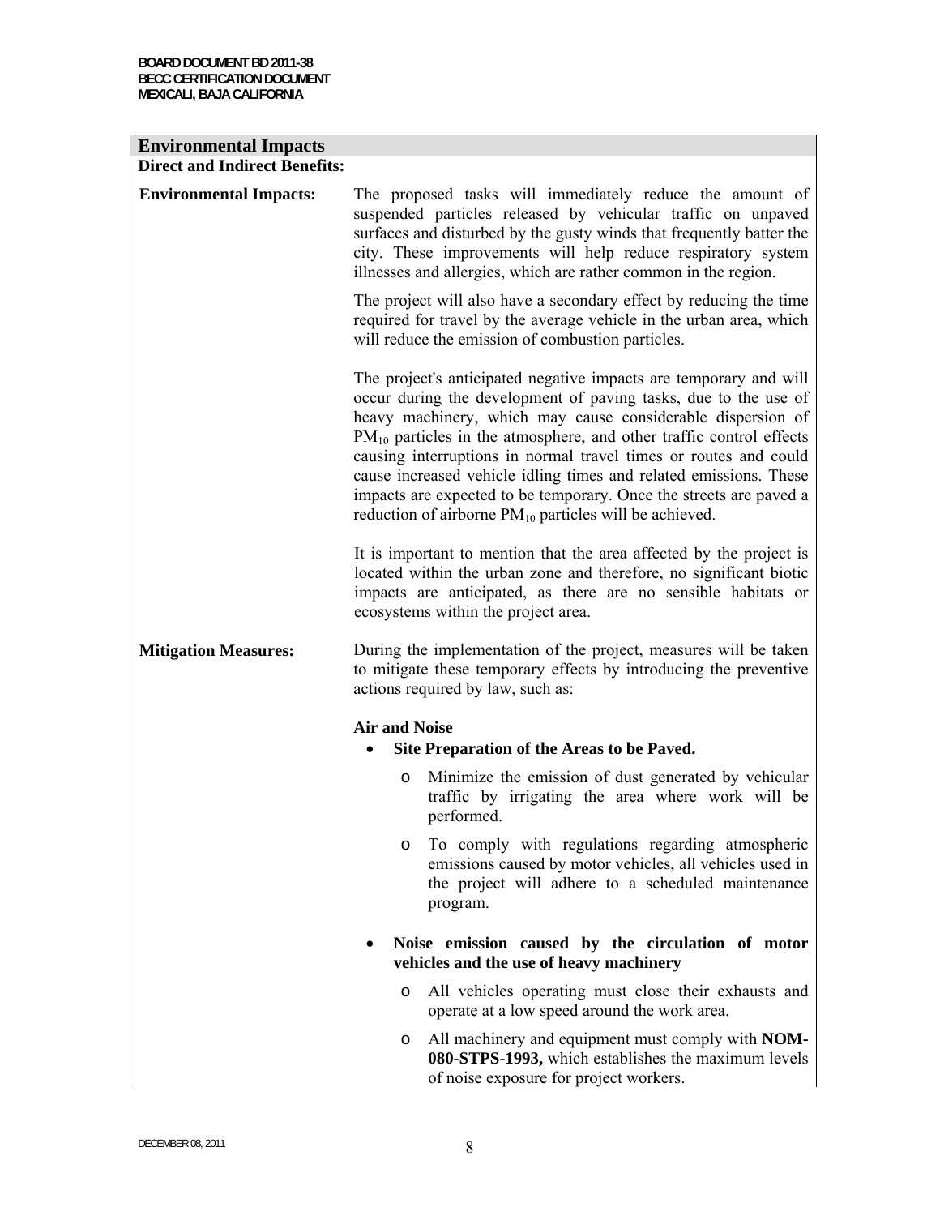## Environmental Impacts

**Direct and Indirect Benefits:**

**Environmental Impacts:**

The proposed tasks will immediately reduce the amount of suspended particles released by vehicular traffic on unpaved surfaces and disturbed by the gusty winds that frequently batter the city. These improvements will help reduce respiratory system illnesses and allergies, which are rather common in the region.

The project will also have a secondary effect by reducing the time required for travel by the average vehicle in the urban area, which will reduce the emission of combustion particles.

The project's anticipated negative impacts are temporary and will occur during the development of paving tasks, due to the use of heavy machinery, which may cause considerable dispersion of $PM_{10}$ particles in the atmosphere, and other traffic control effects causing interruptions in normal travel times or routes and could cause increased vehicle idling times and related emissions. These impacts are expected to be temporary. Once the streets are paved a reduction of airborne $PM_{10}$ particles will be achieved.

It is important to mention that the area affected by the project is located within the urban zone and therefore, no significant biotic impacts are anticipated, as there are no sensible habitats or ecosystems within the project area.

**Mitigation Measures:**

During the implementation of the project, measures will be taken to mitigate these temporary effects by introducing the preventive actions required by law, such as:

**Air and Noise**

- **Site Preparation of the Areas to be Paved.**
  - Minimize the emission of dust generated by vehicular traffic by irrigating the area where work will be performed.
  - To comply with regulations regarding atmospheric emissions caused by motor vehicles, all vehicles used in the project will adhere to a scheduled maintenance program.
- **Noise emission caused by the circulation of motor vehicles and the use of heavy machinery**
  - All vehicles operating must close their exhausts and operate at a low speed around the work area.
  - All machinery and equipment must comply with **NOM-080-STPS-1993,** which establishes the maximum levels of noise exposure for project workers.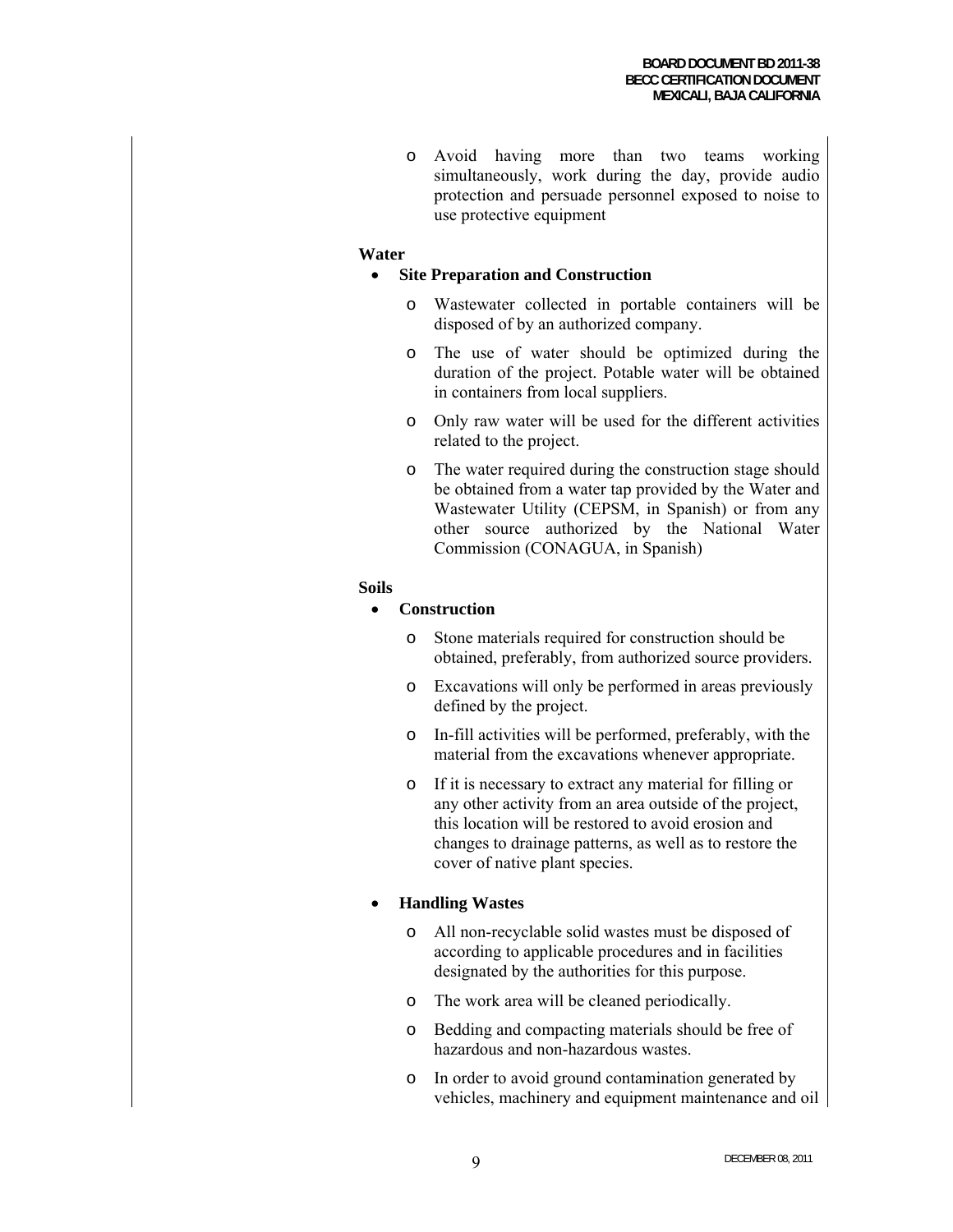- Avoid having more than two teams working simultaneously, work during the day, provide audio protection and persuade personnel exposed to noise to use protective equipment

**Water**

- **Site Preparation and Construction**
  - Wastewater collected in portable containers will be disposed of by an authorized company.
  - The use of water should be optimized during the duration of the project. Potable water will be obtained in containers from local suppliers.
  - Only raw water will be used for the different activities related to the project.
  - The water required during the construction stage should be obtained from a water tap provided by the Water and Wastewater Utility (CEPSM, in Spanish) or from any other source authorized by the National Water Commission (CONAGUA, in Spanish)

**Soils**

- **Construction**
  - Stone materials required for construction should be obtained, preferably, from authorized source providers.
  - Excavations will only be performed in areas previously defined by the project.
  - In-fill activities will be performed, preferably, with the material from the excavations whenever appropriate.
  - If it is necessary to extract any material for filling or any other activity from an area outside of the project, this location will be restored to avoid erosion and changes to drainage patterns, as well as to restore the cover of native plant species.

- **Handling Wastes**
  - All non-recyclable solid wastes must be disposed of according to applicable procedures and in facilities designated by the authorities for this purpose.
  - The work area will be cleaned periodically.
  - Bedding and compacting materials should be free of hazardous and non-hazardous wastes.
  - In order to avoid ground contamination generated by vehicles, machinery and equipment maintenance and oil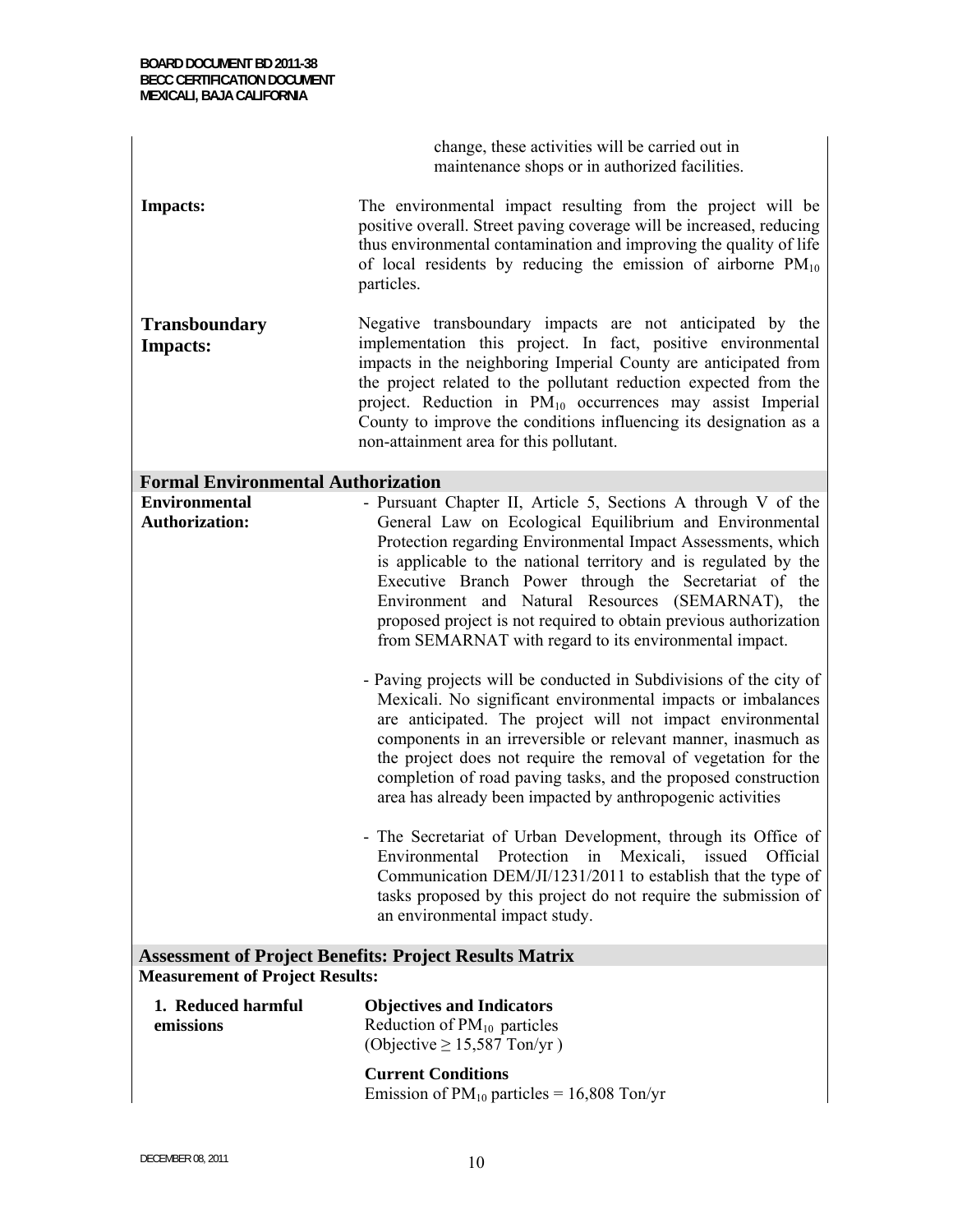change, these activities will be carried out in maintenance shops or in authorized facilities.

**Impacts:** The environmental impact resulting from the project will be positive overall. Street paving coverage will be increased, reducing thus environmental contamination and improving the quality of life of local residents by reducing the emission of airborne $PM_{10}$ particles.

**Transboundary Impacts:** Negative transboundary impacts are not anticipated by the implementation this project. In fact, positive environmental impacts in the neighboring Imperial County are anticipated from the project related to the pollutant reduction expected from the project. Reduction in $PM_{10}$ occurrences may assist Imperial County to improve the conditions influencing its designation as a non-attainment area for this pollutant.

## Formal Environmental Authorization

**Environmental Authorization:**

- Pursuant Chapter II, Article 5, Sections A through V of the General Law on Ecological Equilibrium and Environmental Protection regarding Environmental Impact Assessments, which is applicable to the national territory and is regulated by the Executive Branch Power through the Secretariat of the Environment and Natural Resources (SEMARNAT), the proposed project is not required to obtain previous authorization from SEMARNAT with regard to its environmental impact.

- Paving projects will be conducted in Subdivisions of the city of Mexicali. No significant environmental impacts or imbalances are anticipated. The project will not impact environmental components in an irreversible or relevant manner, inasmuch as the project does not require the removal of vegetation for the completion of road paving tasks, and the proposed construction area has already been impacted by anthropogenic activities

- The Secretariat of Urban Development, through its Office of Environmental Protection in Mexicali, issued Official Communication DEM/JI/1231/2011 to establish that the type of tasks proposed by this project do not require the submission of an environmental impact study.

## Assessment of Project Benefits: Project Results Matrix

**Measurement of Project Results:**

**1. Reduced harmful emissions**

**Objectives and Indicators**
Reduction of $PM_{10}$ particles
(Objective $\geq$ 15,587 Ton/yr )

**Current Conditions**
Emission of $PM_{10}$ particles = 16,808 Ton/yr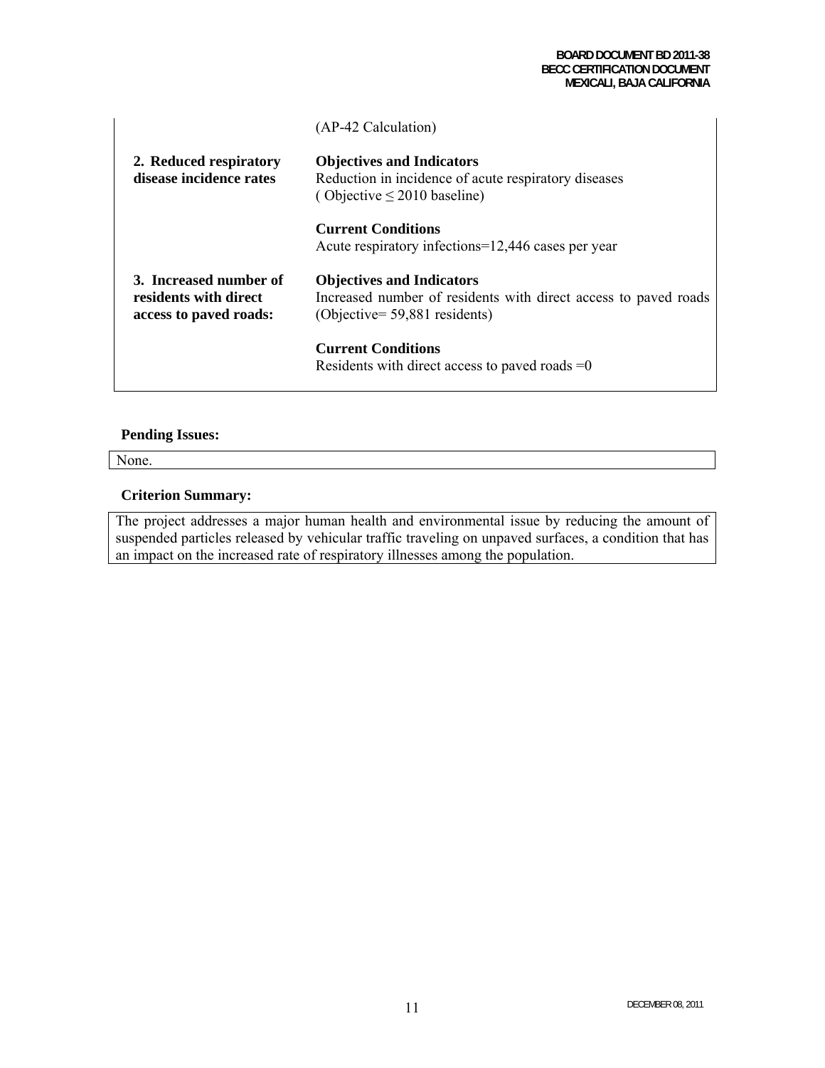| | |
|---|---|
| | (AP-42 Calculation) |
| **2. Reduced respiratory disease incidence rates** | **Objectives and Indicators**<br>Reduction in incidence of acute respiratory diseases<br>( Objective ≤ 2010 baseline)<br><br>**Current Conditions**<br>Acute respiratory infections=12,446 cases per year |
| **3. Increased number of residents with direct access to paved roads:** | **Objectives and Indicators**<br>Increased number of residents with direct access to paved roads (Objective= 59,881 residents)<br><br>**Current Conditions**<br>Residents with direct access to paved roads =0 |

**Pending Issues:**

None.

**Criterion Summary:**

The project addresses a major human health and environmental issue by reducing the amount of suspended particles released by vehicular traffic traveling on unpaved surfaces, a condition that has an impact on the increased rate of respiratory illnesses among the population.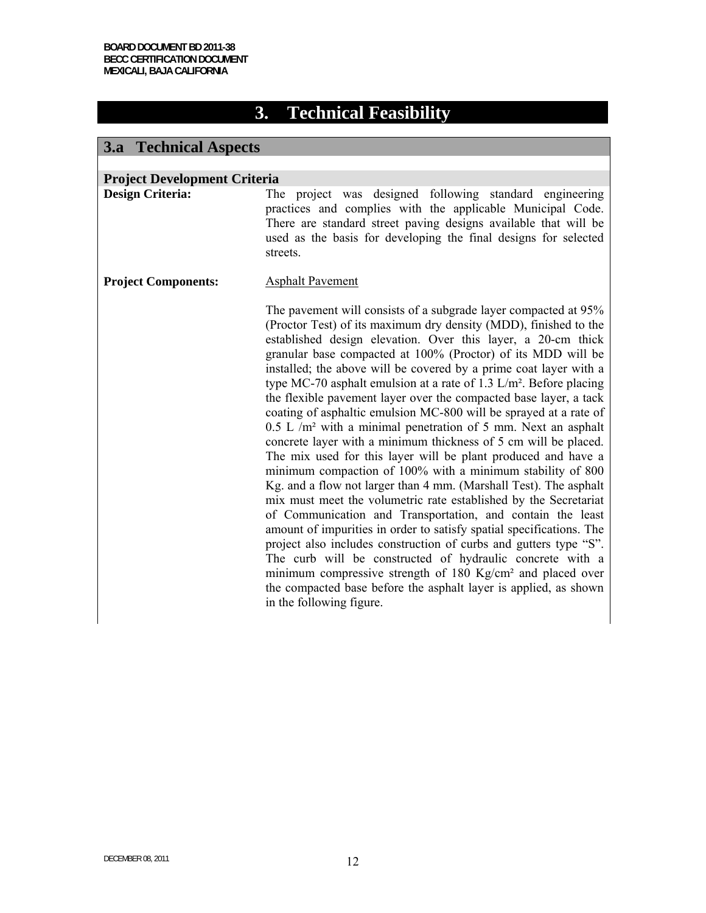# 3. Technical Feasibility

## 3.a Technical Aspects

### Project Development Criteria

**Design Criteria:** The project was designed following standard engineering practices and complies with the applicable Municipal Code. There are standard street paving designs available that will be used as the basis for developing the final designs for selected streets.

**Project Components:** Asphalt Pavement

The pavement will consists of a subgrade layer compacted at 95% (Proctor Test) of its maximum dry density (MDD), finished to the established design elevation. Over this layer, a 20-cm thick granular base compacted at 100% (Proctor) of its MDD will be installed; the above will be covered by a prime coat layer with a type MC-70 asphalt emulsion at a rate of 1.3 L/m². Before placing the flexible pavement layer over the compacted base layer, a tack coating of asphaltic emulsion MC-800 will be sprayed at a rate of 0.5 L /m² with a minimal penetration of 5 mm. Next an asphalt concrete layer with a minimum thickness of 5 cm will be placed. The mix used for this layer will be plant produced and have a minimum compaction of 100% with a minimum stability of 800 Kg. and a flow not larger than 4 mm. (Marshall Test). The asphalt mix must meet the volumetric rate established by the Secretariat of Communication and Transportation, and contain the least amount of impurities in order to satisfy spatial specifications. The project also includes construction of curbs and gutters type "S". The curb will be constructed of hydraulic concrete with a minimum compressive strength of 180 Kg/cm² and placed over the compacted base before the asphalt layer is applied, as shown in the following figure.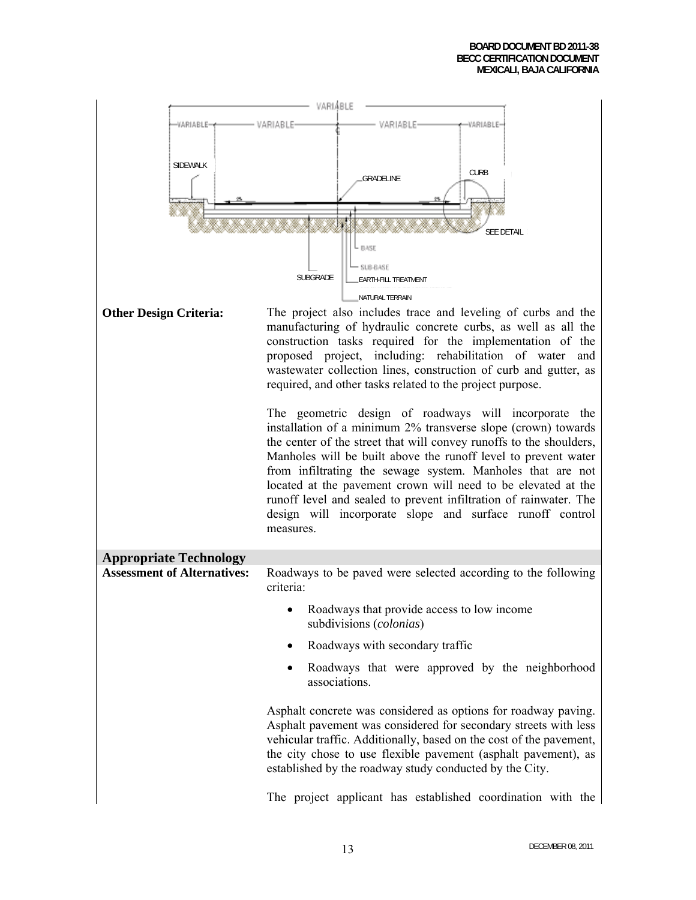VARIABLE

VARIABLE VARIABLE VARIABLE VARIABLE

SIDEWALK

CURB

GRADELINE

SEE DETAIL

BASE

SUB-BASE

SUBGRADE

EARTH-FILL TREATMENT

NATURAL TERRAIN

**Other Design Criteria:**

The project also includes trace and leveling of curbs and the manufacturing of hydraulic concrete curbs, as well as all the construction tasks required for the implementation of the proposed project, including: rehabilitation of water and wastewater collection lines, construction of curb and gutter, as required, and other tasks related to the project purpose.

The geometric design of roadways will incorporate the installation of a minimum 2% transverse slope (crown) towards the center of the street that will convey runoffs to the shoulders, Manholes will be built above the runoff level to prevent water from infiltrating the sewage system. Manholes that are not located at the pavement crown will need to be elevated at the runoff level and sealed to prevent infiltration of rainwater. The design will incorporate slope and surface runoff control measures.

## Appropriate Technology

**Assessment of Alternatives:**

Roadways to be paved were selected according to the following criteria:

- Roadways that provide access to low income subdivisions (*colonias*)
- Roadways with secondary traffic
- Roadways that were approved by the neighborhood associations.

Asphalt concrete was considered as options for roadway paving. Asphalt pavement was considered for secondary streets with less vehicular traffic. Additionally, based on the cost of the pavement, the city chose to use flexible pavement (asphalt pavement), as established by the roadway study conducted by the City.

The project applicant has established coordination with the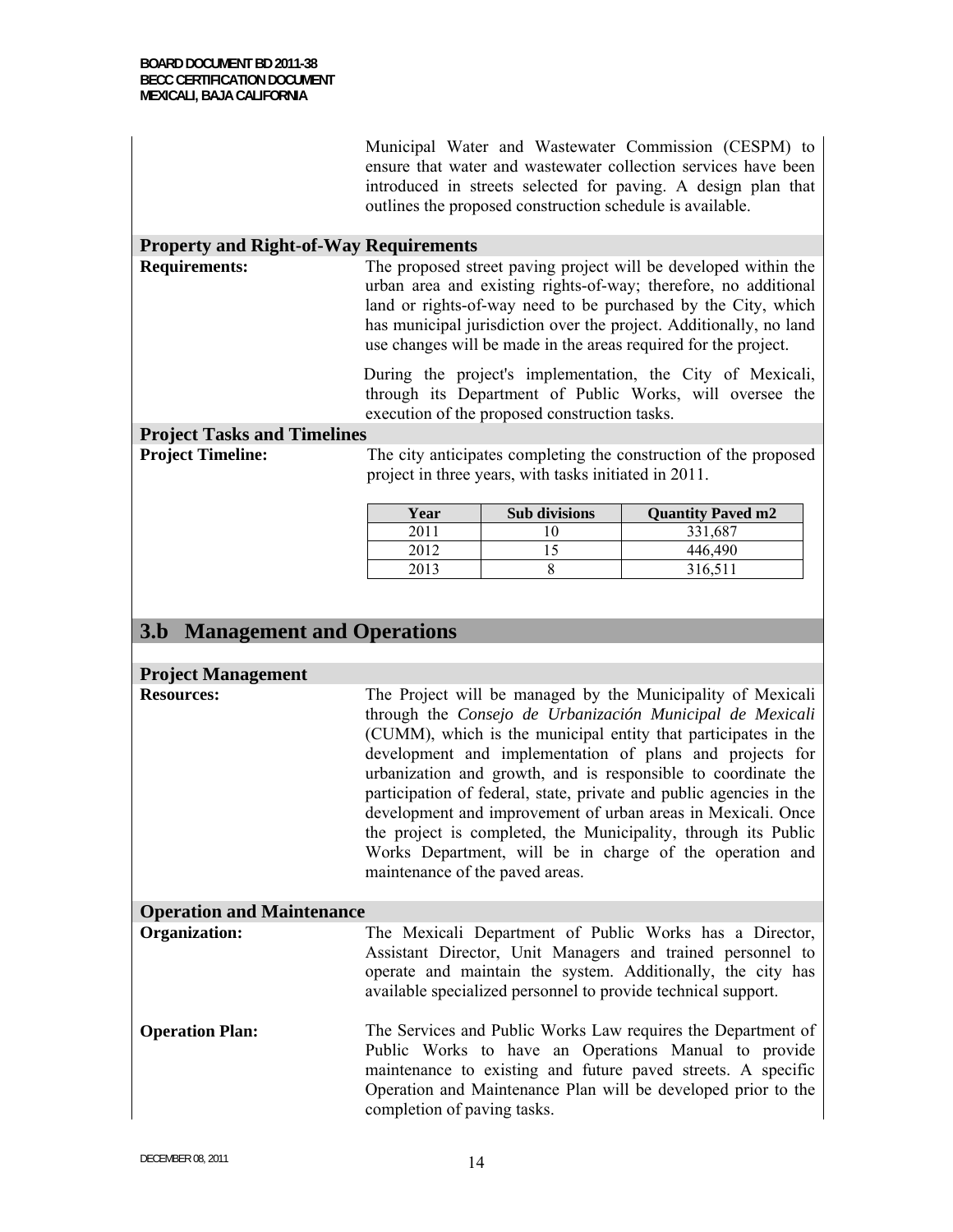Municipal Water and Wastewater Commission (CESPM) to ensure that water and wastewater collection services have been introduced in streets selected for paving. A design plan that outlines the proposed construction schedule is available.

### Property and Right-of-Way Requirements

**Requirements:** The proposed street paving project will be developed within the urban area and existing rights-of-way; therefore, no additional land or rights-of-way need to be purchased by the City, which has municipal jurisdiction over the project. Additionally, no land use changes will be made in the areas required for the project.

During the project's implementation, the City of Mexicali, through its Department of Public Works, will oversee the execution of the proposed construction tasks.

### Project Tasks and Timelines

**Project Timeline:** The city anticipates completing the construction of the proposed project in three years, with tasks initiated in 2011.

| Year | Sub divisions | Quantity Paved m2 |
|---|---|---|
| 2011 | 10 | 331,687 |
| 2012 | 15 | 446,490 |
| 2013 | 8 | 316,511 |

## 3.b Management and Operations

### Project Management

**Resources:** The Project will be managed by the Municipality of Mexicali through the *Consejo de Urbanización Municipal de Mexicali* (CUMM), which is the municipal entity that participates in the development and implementation of plans and projects for urbanization and growth, and is responsible to coordinate the participation of federal, state, private and public agencies in the development and improvement of urban areas in Mexicali. Once the project is completed, the Municipality, through its Public Works Department, will be in charge of the operation and maintenance of the paved areas.

### Operation and Maintenance

**Organization:** The Mexicali Department of Public Works has a Director, Assistant Director, Unit Managers and trained personnel to operate and maintain the system. Additionally, the city has available specialized personnel to provide technical support.

**Operation Plan:** The Services and Public Works Law requires the Department of Public Works to have an Operations Manual to provide maintenance to existing and future paved streets. A specific Operation and Maintenance Plan will be developed prior to the completion of paving tasks.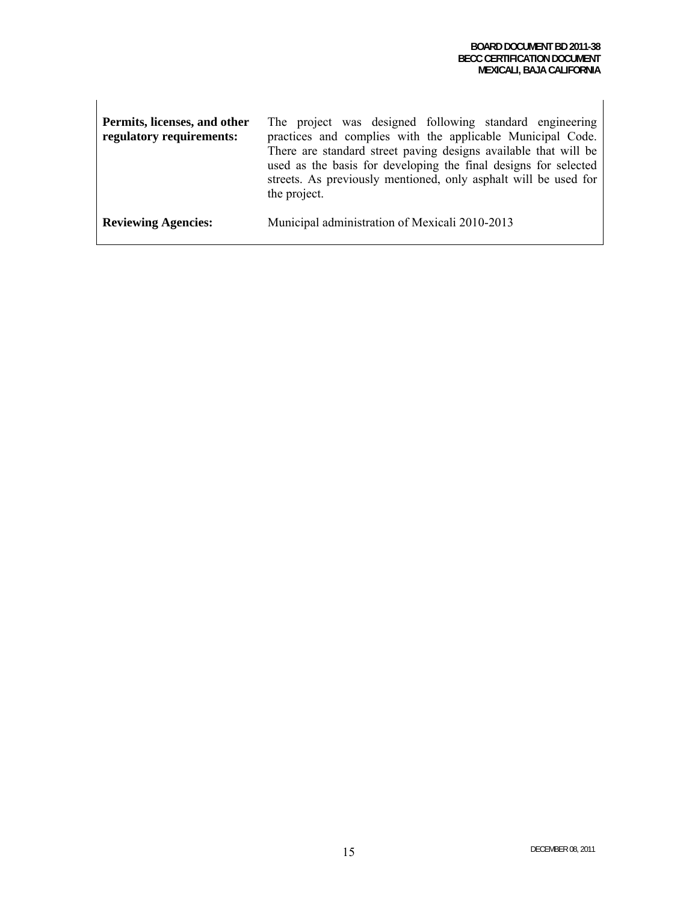| | |
|---|---|
| **Permits, licenses, and other regulatory requirements:** | The project was designed following standard engineering practices and complies with the applicable Municipal Code. There are standard street paving designs available that will be used as the basis for developing the final designs for selected streets. As previously mentioned, only asphalt will be used for the project. |
| **Reviewing Agencies:** | Municipal administration of Mexicali 2010-2013 |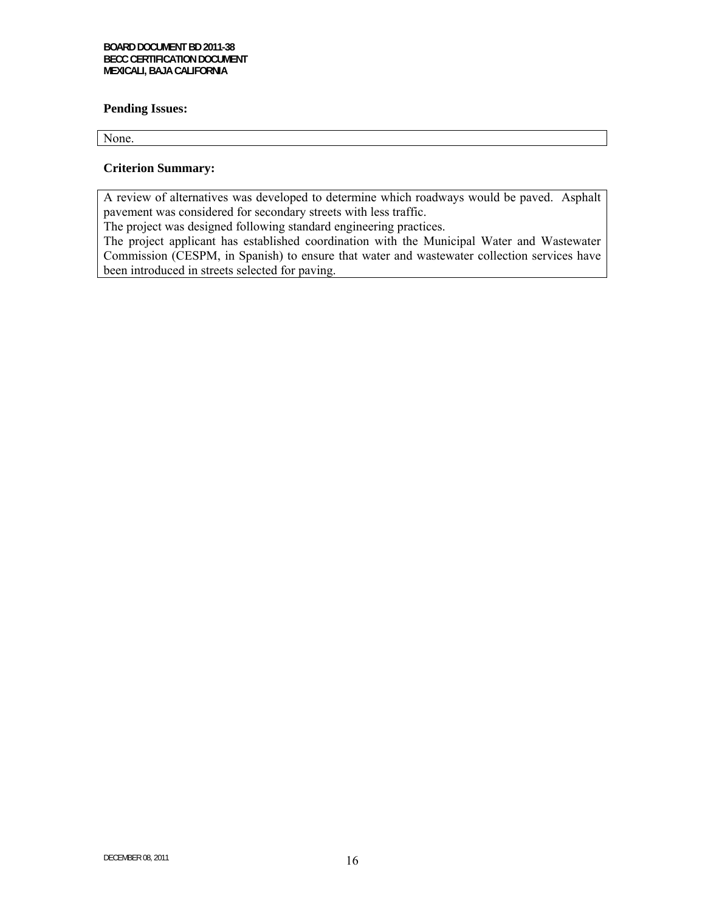**Pending Issues:**

None.

**Criterion Summary:**

A review of alternatives was developed to determine which roadways would be paved. Asphalt pavement was considered for secondary streets with less traffic.
The project was designed following standard engineering practices.
The project applicant has established coordination with the Municipal Water and Wastewater Commission (CESPM, in Spanish) to ensure that water and wastewater collection services have been introduced in streets selected for paving.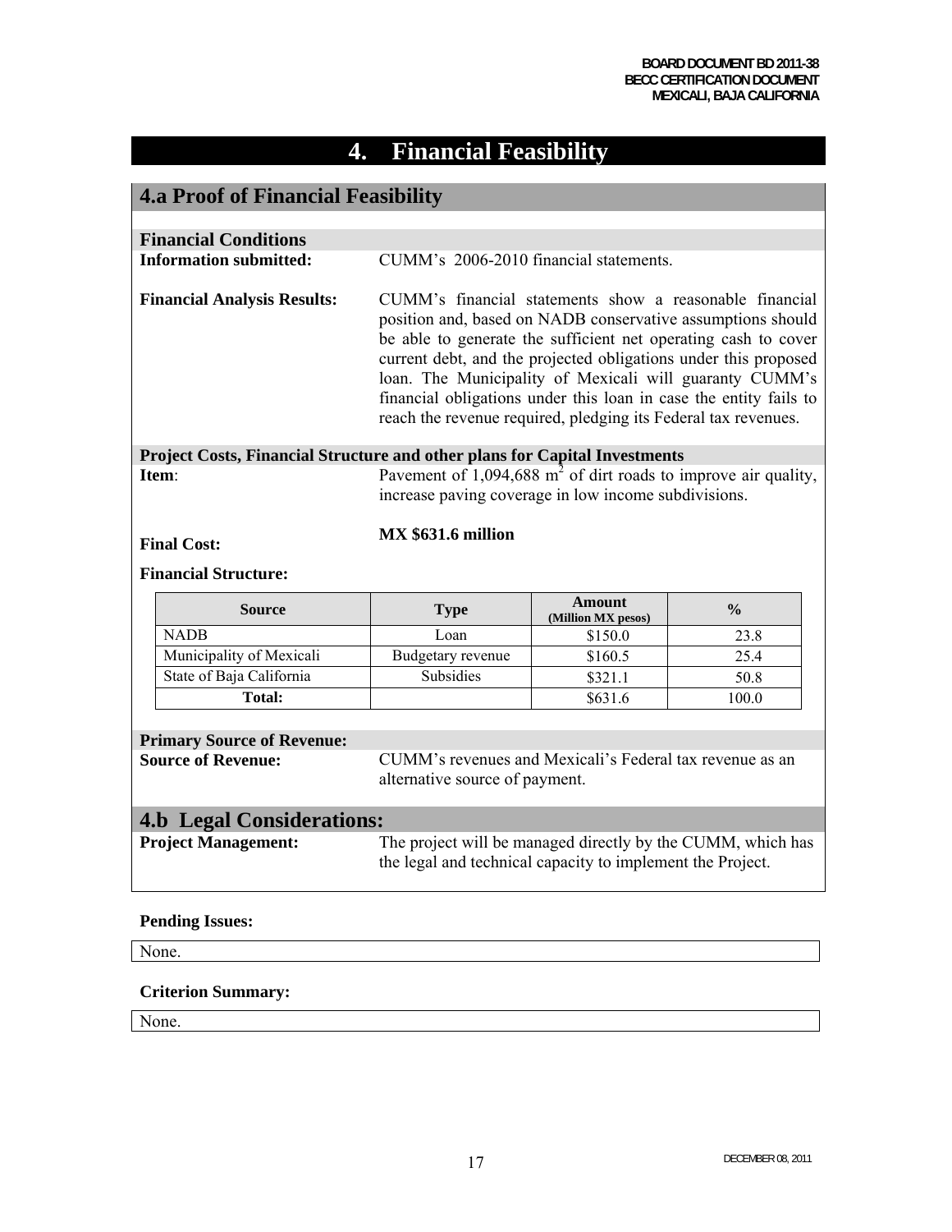# 4. Financial Feasibility

## 4.a Proof of Financial Feasibility

### Financial Conditions

**Information submitted:** CUMM's 2006-2010 financial statements.

**Financial Analysis Results:** CUMM's financial statements show a reasonable financial position and, based on NADB conservative assumptions should be able to generate the sufficient net operating cash to cover current debt, and the projected obligations under this proposed loan. The Municipality of Mexicali will guaranty CUMM's financial obligations under this loan in case the entity fails to reach the revenue required, pledging its Federal tax revenues.

### Project Costs, Financial Structure and other plans for Capital Investments

**Item**: Pavement of 1,094,688 $m^2$ of dirt roads to improve air quality, increase paving coverage in low income subdivisions.

**Final Cost:** **MX $631.6 million**

**Financial Structure:**

| Source | Type | Amount (Million MX pesos) | % |
|---|---|---|---|
| NADB | Loan | $150.0 | 23.8 |
| Municipality of Mexicali | Budgetary revenue | $160.5 | 25.4 |
| State of Baja California | Subsidies | $321.1 | 50.8 |
| **Total:** | | $631.6 | 100.0 |

### Primary Source of Revenue:

**Source of Revenue:** CUMM's revenues and Mexicali's Federal tax revenue as an alternative source of payment.

## 4.b Legal Considerations:

**Project Management:** The project will be managed directly by the CUMM, which has the legal and technical capacity to implement the Project.

**Pending Issues:**

None.

**Criterion Summary:**

None.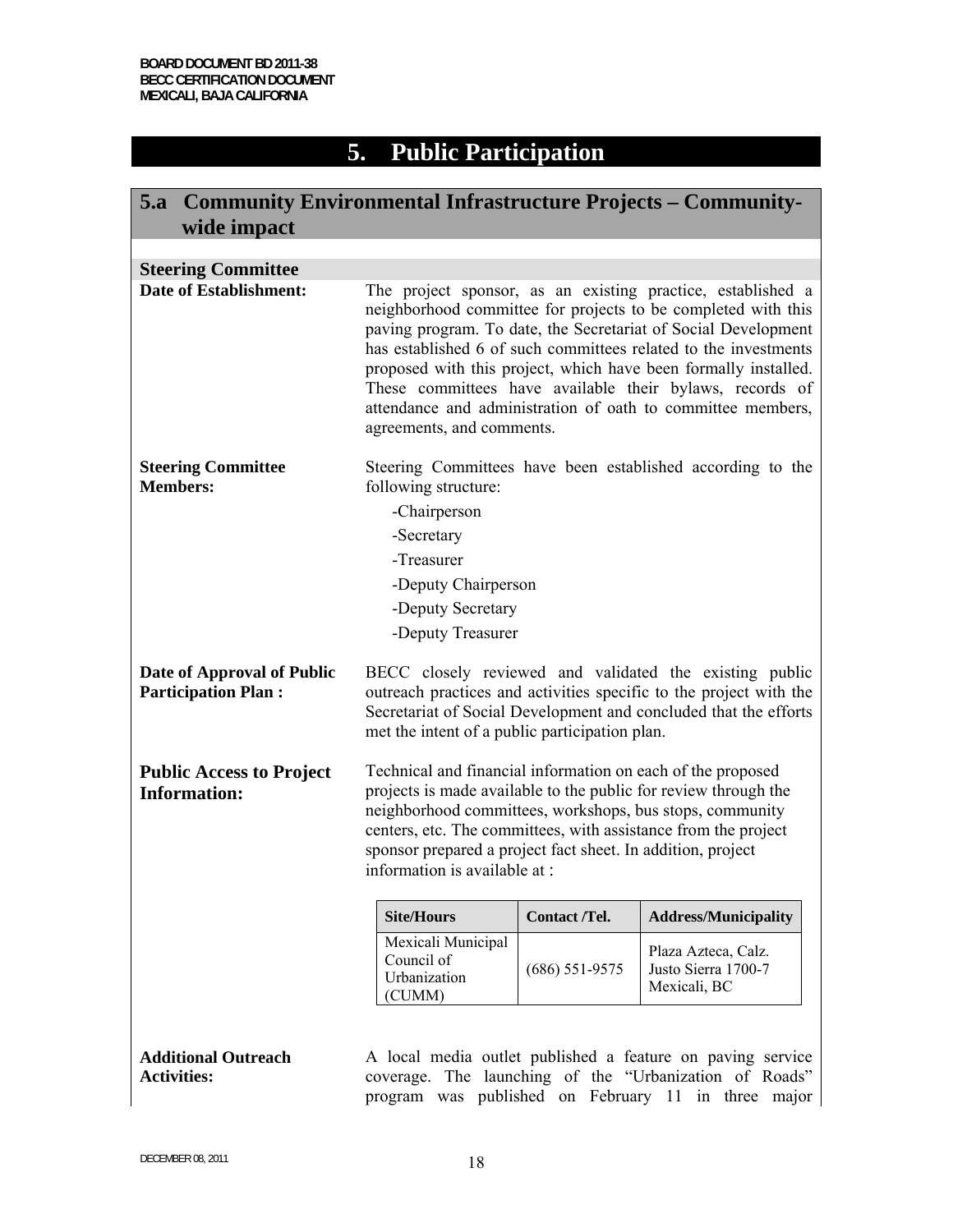# 5. Public Participation

## 5.a Community Environmental Infrastructure Projects – Community-wide impact

### Steering Committee

**Date of Establishment:**

The project sponsor, as an existing practice, established a neighborhood committee for projects to be completed with this paving program. To date, the Secretariat of Social Development has established 6 of such committees related to the investments proposed with this project, which have been formally installed. These committees have available their bylaws, records of attendance and administration of oath to committee members, agreements, and comments.

**Steering Committee Members:**

Steering Committees have been established according to the following structure:

- -Chairperson
- -Secretary
- -Treasurer
- -Deputy Chairperson
- -Deputy Secretary
- -Deputy Treasurer

**Date of Approval of Public Participation Plan :**

BECC closely reviewed and validated the existing public outreach practices and activities specific to the project with the Secretariat of Social Development and concluded that the efforts met the intent of a public participation plan.

**Public Access to Project Information:**

Technical and financial information on each of the proposed projects is made available to the public for review through the neighborhood committees, workshops, bus stops, community centers, etc. The committees, with assistance from the project sponsor prepared a project fact sheet. In addition, project information is available at :

| Site/Hours | Contact /Tel. | Address/Municipality |
|---|---|---|
| Mexicali Municipal Council of Urbanization (CUMM) | (686) 551-9575 | Plaza Azteca, Calz. Justo Sierra 1700-7 Mexicali, BC |

**Additional Outreach Activities:**

A local media outlet published a feature on paving service coverage. The launching of the "Urbanization of Roads" program was published on February 11 in three major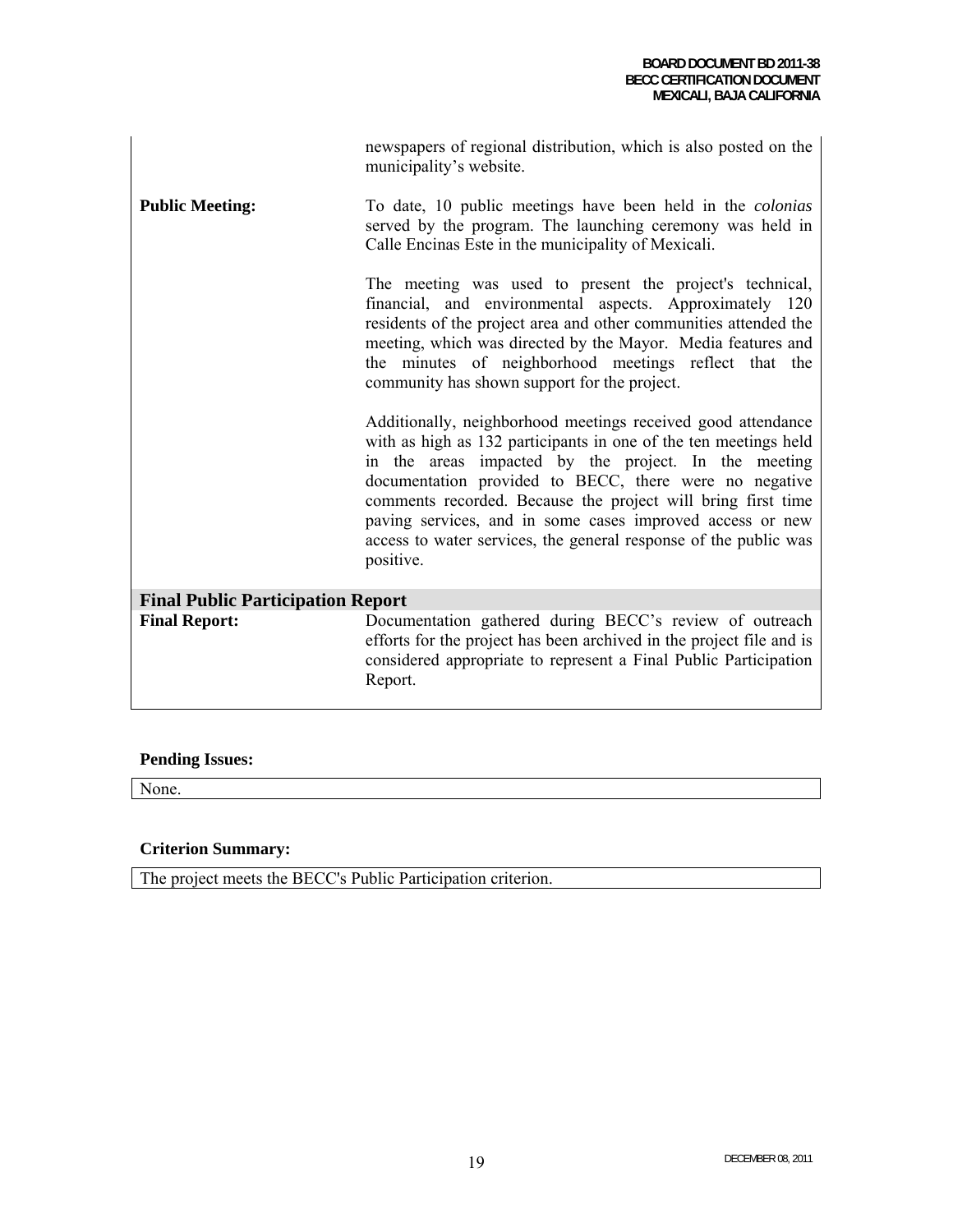| | |
|---|---|
| | newspapers of regional distribution, which is also posted on the municipality's website. |
| **Public Meeting:** | To date, 10 public meetings have been held in the *colonias* served by the program. The launching ceremony was held in Calle Encinas Este in the municipality of Mexicali.<br><br>The meeting was used to present the project's technical, financial, and environmental aspects. Approximately 120 residents of the project area and other communities attended the meeting, which was directed by the Mayor. Media features and the minutes of neighborhood meetings reflect that the community has shown support for the project.<br><br>Additionally, neighborhood meetings received good attendance with as high as 132 participants in one of the ten meetings held in the areas impacted by the project. In the meeting documentation provided to BECC, there were no negative comments recorded. Because the project will bring first time paving services, and in some cases improved access or new access to water services, the general response of the public was positive. |
| **Final Public Participation Report** | |
| **Final Report:** | Documentation gathered during BECC's review of outreach efforts for the project has been archived in the project file and is considered appropriate to represent a Final Public Participation Report. |

**Pending Issues:**

None.

**Criterion Summary:**

The project meets the BECC's Public Participation criterion.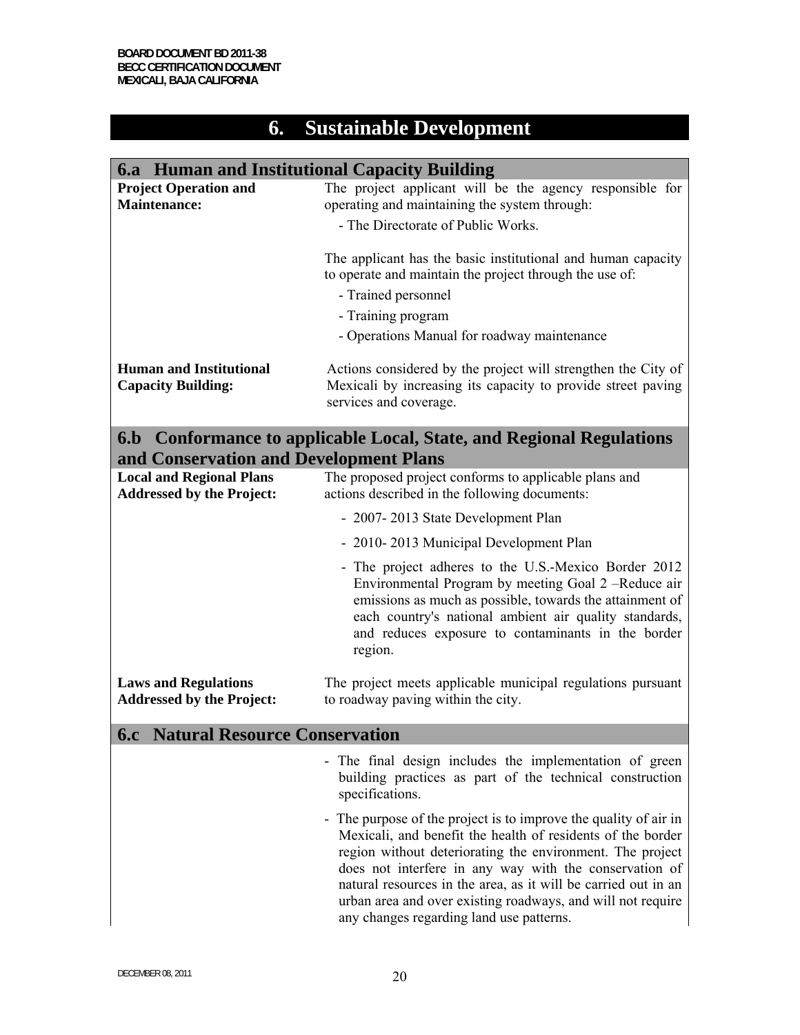# 6. Sustainable Development

## 6.a Human and Institutional Capacity Building

**Project Operation and Maintenance:**

The project applicant will be the agency responsible for operating and maintaining the system through:

- The Directorate of Public Works.

The applicant has the basic institutional and human capacity to operate and maintain the project through the use of:

- Trained personnel
- Training program
- Operations Manual for roadway maintenance

**Human and Institutional Capacity Building:**

Actions considered by the project will strengthen the City of Mexicali by increasing its capacity to provide street paving services and coverage.

## 6.b Conformance to applicable Local, State, and Regional Regulations and Conservation and Development Plans

**Local and Regional Plans Addressed by the Project:**

The proposed project conforms to applicable plans and actions described in the following documents:

- 2007- 2013 State Development Plan
- 2010- 2013 Municipal Development Plan
- The project adheres to the U.S.-Mexico Border 2012 Environmental Program by meeting Goal 2 –Reduce air emissions as much as possible, towards the attainment of each country's national ambient air quality standards, and reduces exposure to contaminants in the border region.

**Laws and Regulations Addressed by the Project:**

The project meets applicable municipal regulations pursuant to roadway paving within the city.

## 6.c Natural Resource Conservation

- The final design includes the implementation of green building practices as part of the technical construction specifications.
- The purpose of the project is to improve the quality of air in Mexicali, and benefit the health of residents of the border region without deteriorating the environment. The project does not interfere in any way with the conservation of natural resources in the area, as it will be carried out in an urban area and over existing roadways, and will not require any changes regarding land use patterns.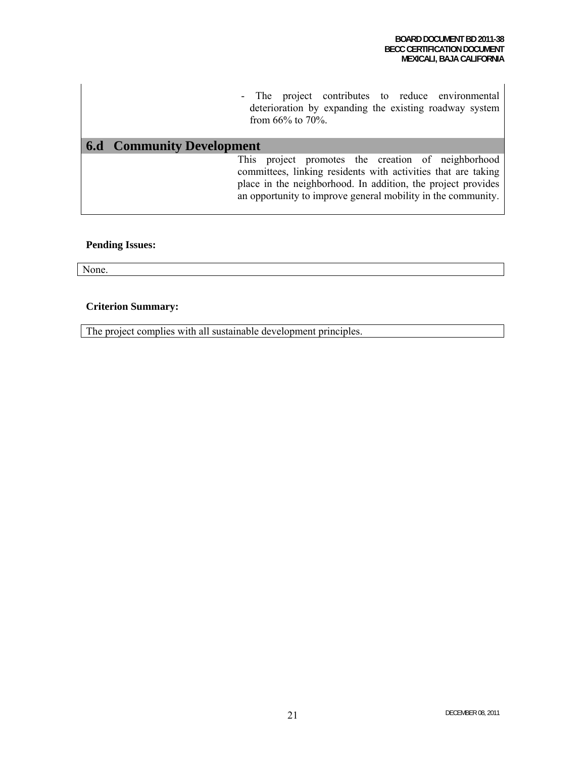- The project contributes to reduce environmental deterioration by expanding the existing roadway system from 66% to 70%.

## 6.d Community Development

This project promotes the creation of neighborhood committees, linking residents with activities that are taking place in the neighborhood. In addition, the project provides an opportunity to improve general mobility in the community.

**Pending Issues:**

None.

**Criterion Summary:**

The project complies with all sustainable development principles.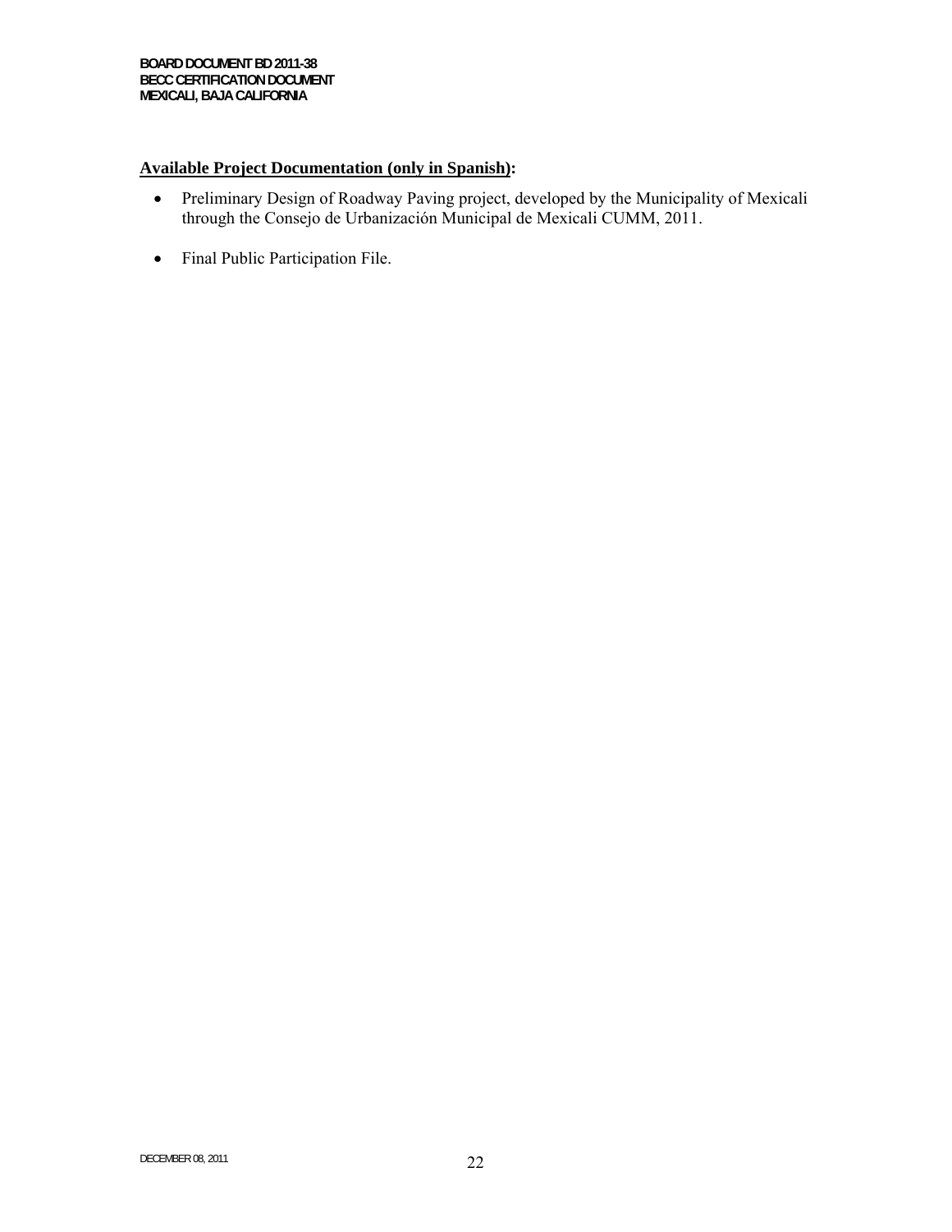**Available Project Documentation (only in Spanish):**

- Preliminary Design of Roadway Paving project, developed by the Municipality of Mexicali through the Consejo de Urbanización Municipal de Mexicali CUMM, 2011.
- Final Public Participation File.